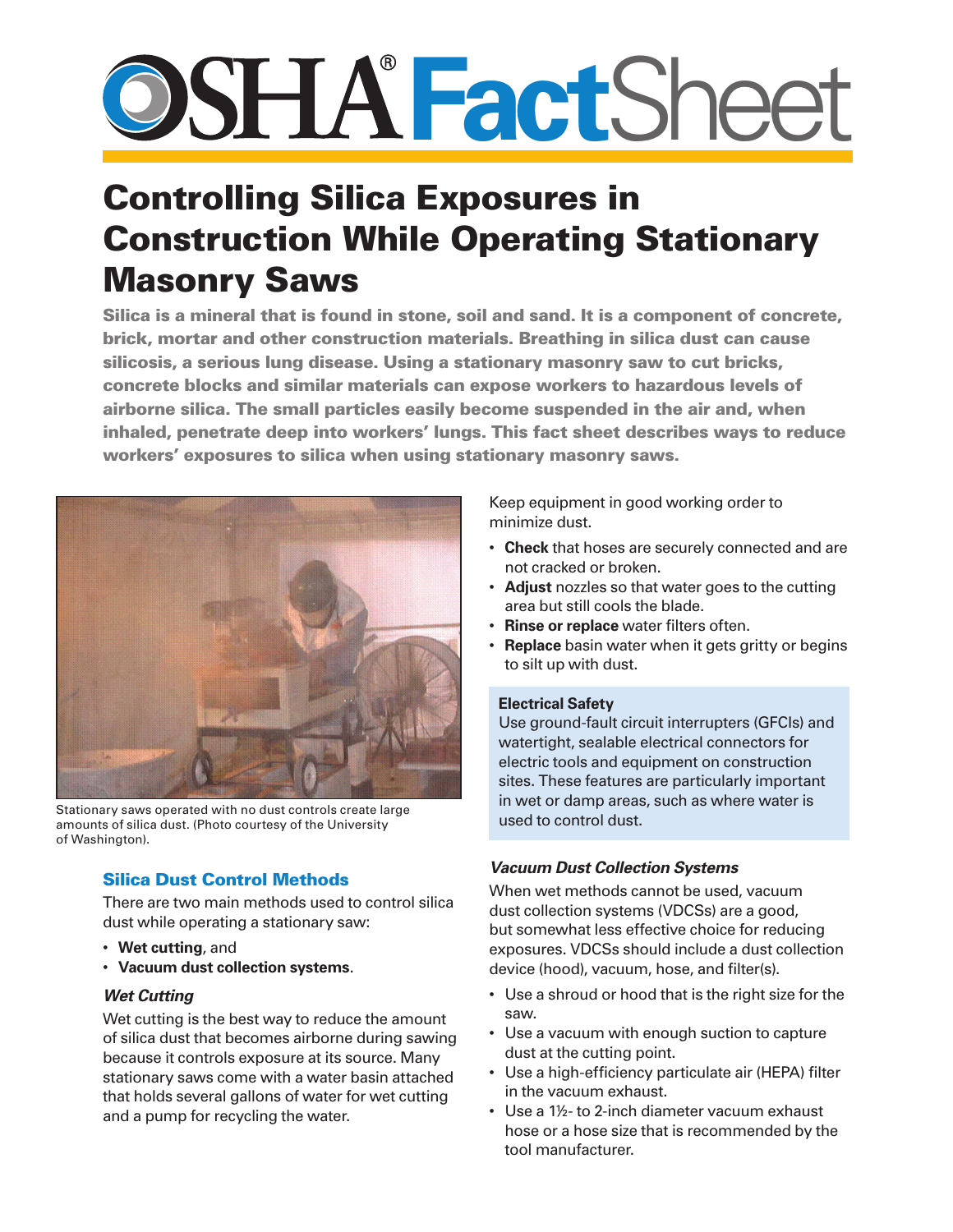# OSHA FactSheet

## Controlling Silica Exposures in Construction While Operating Stationary Masonry Saws

**Silica is a mineral that is found in stone, soil and sand. It is a component of concrete, brick, mortar and other construction materials. Breathing in silica dust can cause silicosis, a serious lung disease. Using a stationary masonry saw to cut bricks, concrete blocks and similar materials can expose workers to hazardous levels of airborne silica. The small particles easily become suspended in the air and, when inhaled, penetrate deep into workers' lungs. This fact sheet describes ways to reduce workers' exposures to silica when using stationary masonry saws.**

Stationary saws operated with no dust controls create large amounts of silica dust. (Photo courtesy of the University of Washington).

### Silica Dust Control Methods

There are two main methods used to control silica dust while operating a stationary saw:

- **Wet cutting**, and
- **Vacuum dust collection systems**.

#### *Wet Cutting*

Wet cutting is the best way to reduce the amount of silica dust that becomes airborne during sawing because it controls exposure at its source. Many stationary saws come with a water basin attached that holds several gallons of water for wet cutting and a pump for recycling the water.

Keep equipment in good working order to minimize dust.

- **Check** that hoses are securely connected and are not cracked or broken.
- **Adjust** nozzles so that water goes to the cutting area but still cools the blade.
- **Rinse or replace** water filters often.
- **Replace** basin water when it gets gritty or begins to silt up with dust.

**Electrical Safety**

Use ground-fault circuit interrupters (GFCIs) and watertight, sealable electrical connectors for electric tools and equipment on construction sites. These features are particularly important in wet or damp areas, such as where water is used to control dust.

#### *Vacuum Dust Collection Systems*

When wet methods cannot be used, vacuum dust collection systems (VDCSs) are a good, but somewhat less effective choice for reducing exposures. VDCSs should include a dust collection device (hood), vacuum, hose, and filter(s).

- Use a shroud or hood that is the right size for the saw.
- Use a vacuum with enough suction to capture dust at the cutting point.
- Use a high-efficiency particulate air (HEPA) filter in the vacuum exhaust.
- Use a 1½- to 2-inch diameter vacuum exhaust hose or a hose size that is recommended by the tool manufacturer.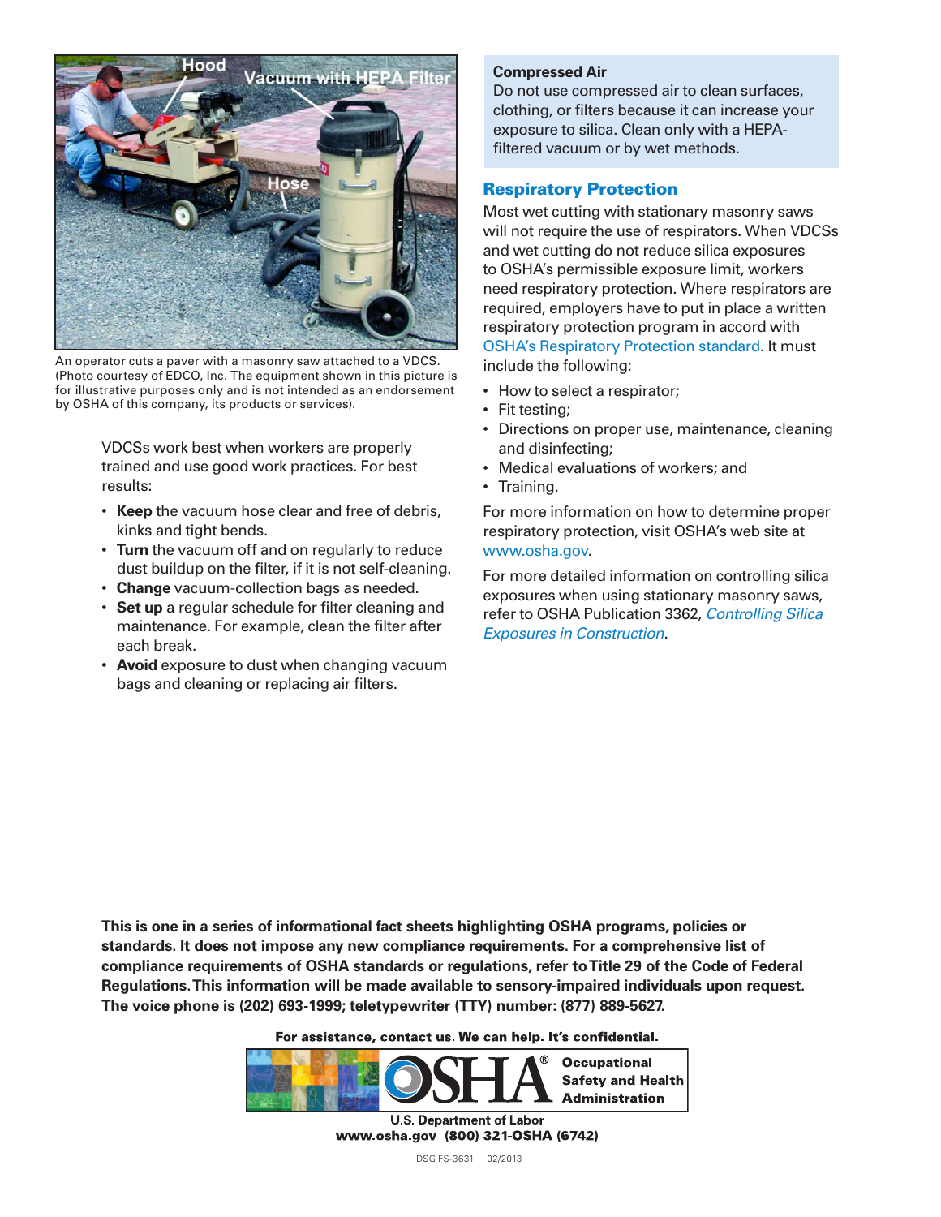Hood

Vacuum with HEPA Filter

Hose

An operator cuts a paver with a masonry saw attached to a VDCS. (Photo courtesy of EDCO, Inc. The equipment shown in this picture is for illustrative purposes only and is not intended as an endorsement by OSHA of this company, its products or services).

VDCSs work best when workers are properly trained and use good work practices. For best results:

- **Keep** the vacuum hose clear and free of debris, kinks and tight bends.
- **Turn** the vacuum off and on regularly to reduce dust buildup on the filter, if it is not self-cleaning.
- **Change** vacuum-collection bags as needed.
- **Set up** a regular schedule for filter cleaning and maintenance. For example, clean the filter after each break.
- **Avoid** exposure to dust when changing vacuum bags and cleaning or replacing air filters.

**Compressed Air**

Do not use compressed air to clean surfaces, clothing, or filters because it can increase your exposure to silica. Clean only with a HEPA-filtered vacuum or by wet methods.

## Respiratory Protection

Most wet cutting with stationary masonry saws will not require the use of respirators. When VDCSs and wet cutting do not reduce silica exposures to OSHA's permissible exposure limit, workers need respiratory protection. Where respirators are required, employers have to put in place a written respiratory protection program in accord with OSHA's Respiratory Protection standard. It must include the following:

- How to select a respirator;
- Fit testing;
- Directions on proper use, maintenance, cleaning and disinfecting;
- Medical evaluations of workers; and
- Training.

For more information on how to determine proper respiratory protection, visit OSHA's web site at www.osha.gov.

For more detailed information on controlling silica exposures when using stationary masonry saws, refer to OSHA Publication 3362, *Controlling Silica Exposures in Construction*.

**This is one in a series of informational fact sheets highlighting OSHA programs, policies or standards. It does not impose any new compliance requirements. For a comprehensive list of compliance requirements of OSHA standards or regulations, refer to Title 29 of the Code of Federal Regulations. This information will be made available to sensory-impaired individuals upon request. The voice phone is (202) 693-1999; teletypewriter (TTY) number: (877) 889-5627.**

**For assistance, contact us. We can help. It's confidential.**

OSHA® Occupational Safety and Health Administration

U.S. Department of Labor

www.osha.gov (800) 321-OSHA (6742)

DSG FS-3631 02/2013